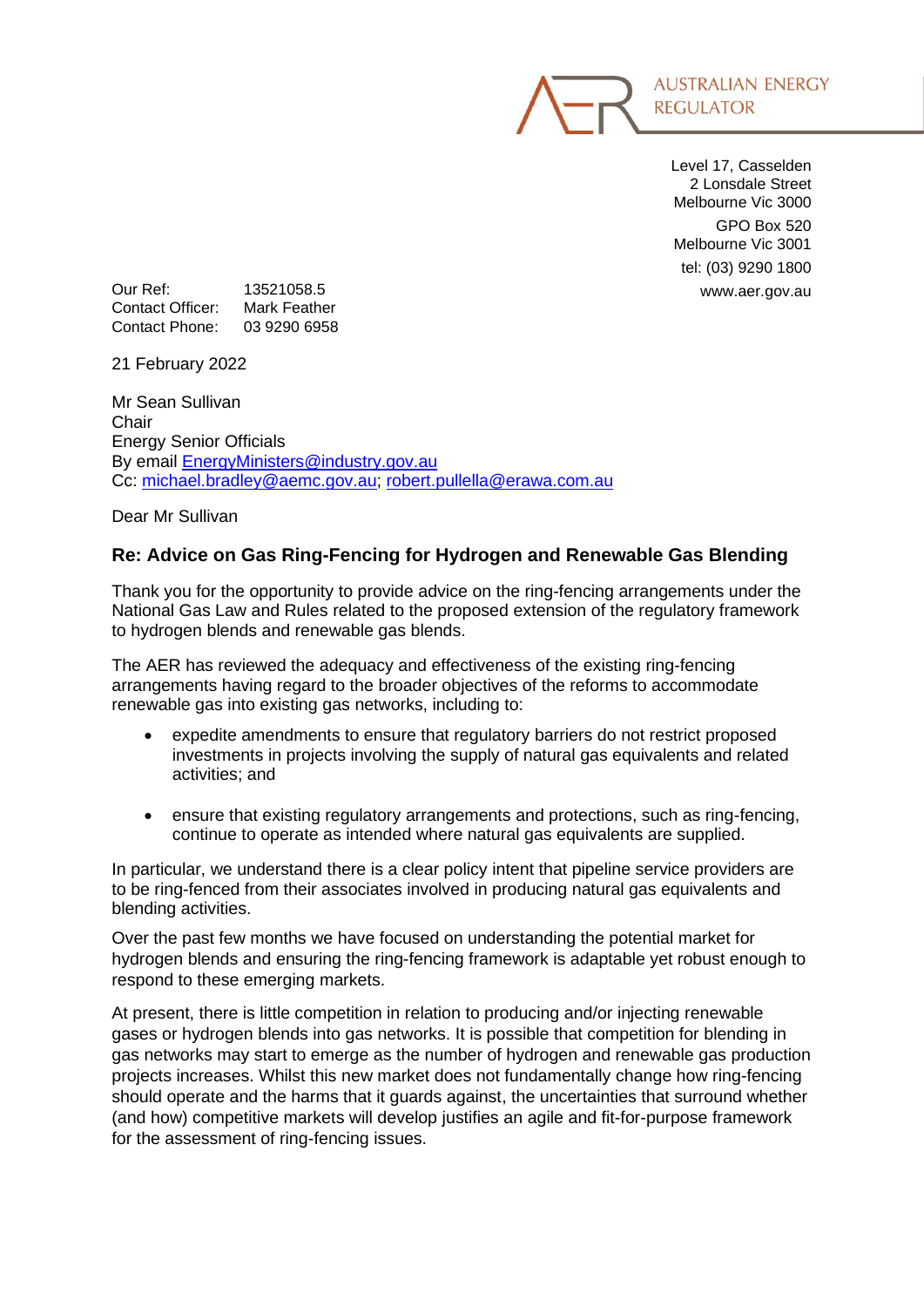AUSTRALIAN ENERGY REGULATOR

Level 17, Casselden
2 Lonsdale Street
Melbourne Vic 3000
GPO Box 520
Melbourne Vic 3001
tel: (03) 9290 1800
www.aer.gov.au

Our Ref: 13521058.5
Contact Officer: Mark Feather
Contact Phone: 03 9290 6958

21 February 2022

Mr Sean Sullivan
Chair
Energy Senior Officials
By email EnergyMinisters@industry.gov.au
Cc: michael.bradley@aemc.gov.au; robert.pullella@erawa.com.au

Dear Mr Sullivan

## Re: Advice on Gas Ring-Fencing for Hydrogen and Renewable Gas Blending

Thank you for the opportunity to provide advice on the ring-fencing arrangements under the National Gas Law and Rules related to the proposed extension of the regulatory framework to hydrogen blends and renewable gas blends.

The AER has reviewed the adequacy and effectiveness of the existing ring-fencing arrangements having regard to the broader objectives of the reforms to accommodate renewable gas into existing gas networks, including to:

- expedite amendments to ensure that regulatory barriers do not restrict proposed investments in projects involving the supply of natural gas equivalents and related activities; and
- ensure that existing regulatory arrangements and protections, such as ring-fencing, continue to operate as intended where natural gas equivalents are supplied.

In particular, we understand there is a clear policy intent that pipeline service providers are to be ring-fenced from their associates involved in producing natural gas equivalents and blending activities.

Over the past few months we have focused on understanding the potential market for hydrogen blends and ensuring the ring-fencing framework is adaptable yet robust enough to respond to these emerging markets.

At present, there is little competition in relation to producing and/or injecting renewable gases or hydrogen blends into gas networks. It is possible that competition for blending in gas networks may start to emerge as the number of hydrogen and renewable gas production projects increases. Whilst this new market does not fundamentally change how ring-fencing should operate and the harms that it guards against, the uncertainties that surround whether (and how) competitive markets will develop justifies an agile and fit-for-purpose framework for the assessment of ring-fencing issues.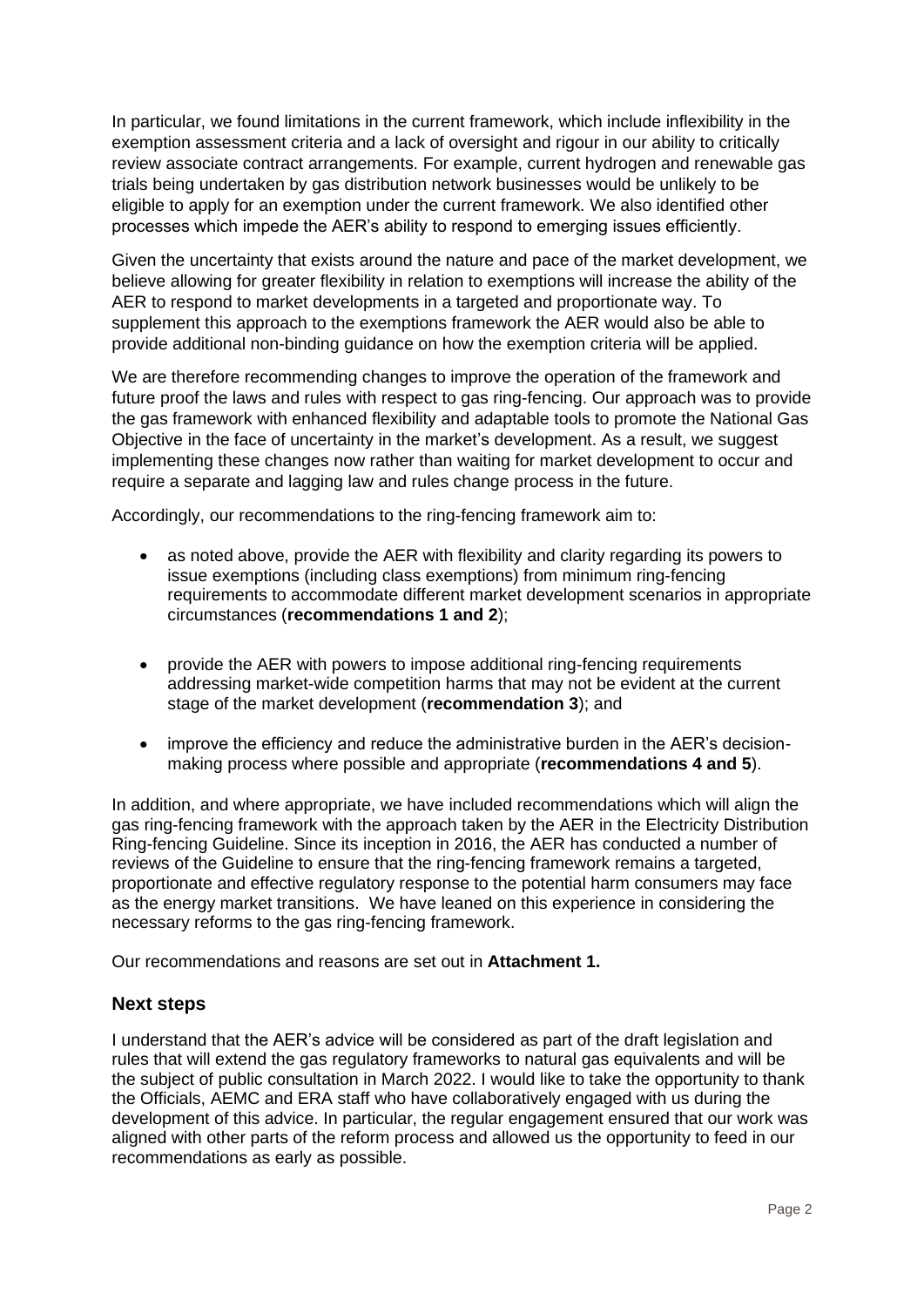In particular, we found limitations in the current framework, which include inflexibility in the exemption assessment criteria and a lack of oversight and rigour in our ability to critically review associate contract arrangements. For example, current hydrogen and renewable gas trials being undertaken by gas distribution network businesses would be unlikely to be eligible to apply for an exemption under the current framework. We also identified other processes which impede the AER's ability to respond to emerging issues efficiently.

Given the uncertainty that exists around the nature and pace of the market development, we believe allowing for greater flexibility in relation to exemptions will increase the ability of the AER to respond to market developments in a targeted and proportionate way. To supplement this approach to the exemptions framework the AER would also be able to provide additional non-binding guidance on how the exemption criteria will be applied.

We are therefore recommending changes to improve the operation of the framework and future proof the laws and rules with respect to gas ring-fencing. Our approach was to provide the gas framework with enhanced flexibility and adaptable tools to promote the National Gas Objective in the face of uncertainty in the market's development. As a result, we suggest implementing these changes now rather than waiting for market development to occur and require a separate and lagging law and rules change process in the future.

Accordingly, our recommendations to the ring-fencing framework aim to:

- as noted above, provide the AER with flexibility and clarity regarding its powers to issue exemptions (including class exemptions) from minimum ring-fencing requirements to accommodate different market development scenarios in appropriate circumstances (**recommendations 1 and 2**);
- provide the AER with powers to impose additional ring-fencing requirements addressing market-wide competition harms that may not be evident at the current stage of the market development (**recommendation 3**); and
- improve the efficiency and reduce the administrative burden in the AER's decision-making process where possible and appropriate (**recommendations 4 and 5**).

In addition, and where appropriate, we have included recommendations which will align the gas ring-fencing framework with the approach taken by the AER in the Electricity Distribution Ring-fencing Guideline. Since its inception in 2016, the AER has conducted a number of reviews of the Guideline to ensure that the ring-fencing framework remains a targeted, proportionate and effective regulatory response to the potential harm consumers may face as the energy market transitions. We have leaned on this experience in considering the necessary reforms to the gas ring-fencing framework.

Our recommendations and reasons are set out in **Attachment 1.**

## Next steps

I understand that the AER's advice will be considered as part of the draft legislation and rules that will extend the gas regulatory frameworks to natural gas equivalents and will be the subject of public consultation in March 2022. I would like to take the opportunity to thank the Officials, AEMC and ERA staff who have collaboratively engaged with us during the development of this advice. In particular, the regular engagement ensured that our work was aligned with other parts of the reform process and allowed us the opportunity to feed in our recommendations as early as possible.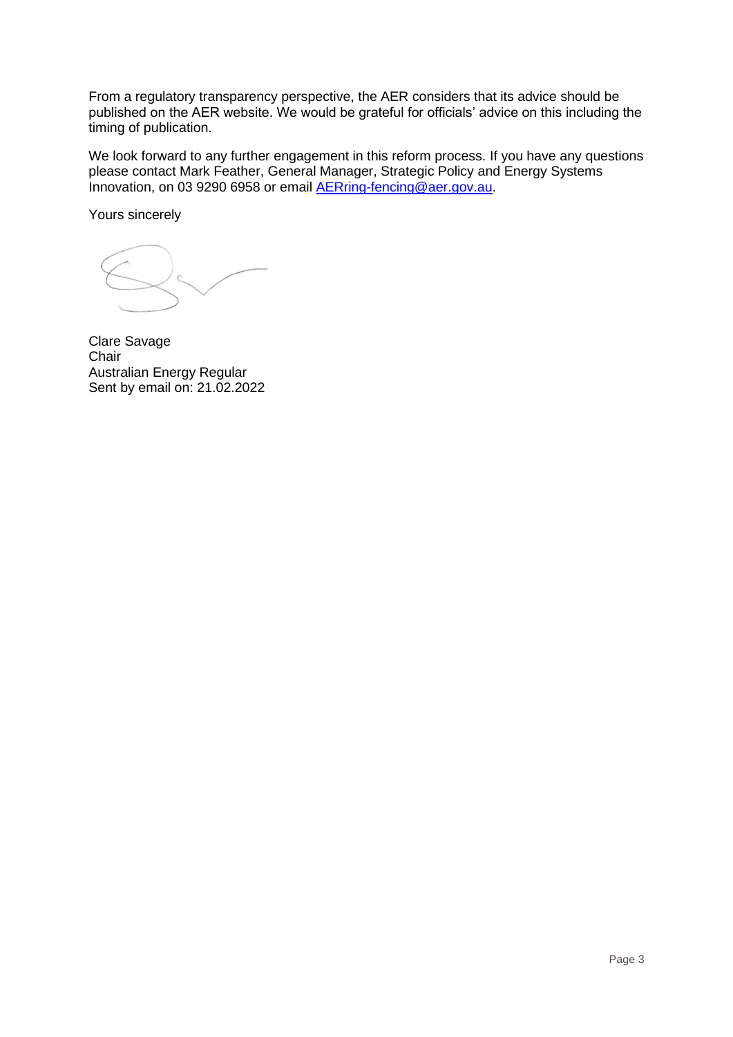From a regulatory transparency perspective, the AER considers that its advice should be published on the AER website. We would be grateful for officials' advice on this including the timing of publication.

We look forward to any further engagement in this reform process. If you have any questions please contact Mark Feather, General Manager, Strategic Policy and Energy Systems Innovation, on 03 9290 6958 or email [AERring-fencing@aer.gov.au](mailto:AERring-fencing@aer.gov.au).

Yours sincerely

Clare Savage
Chair
Australian Energy Regular
Sent by email on: 21.02.2022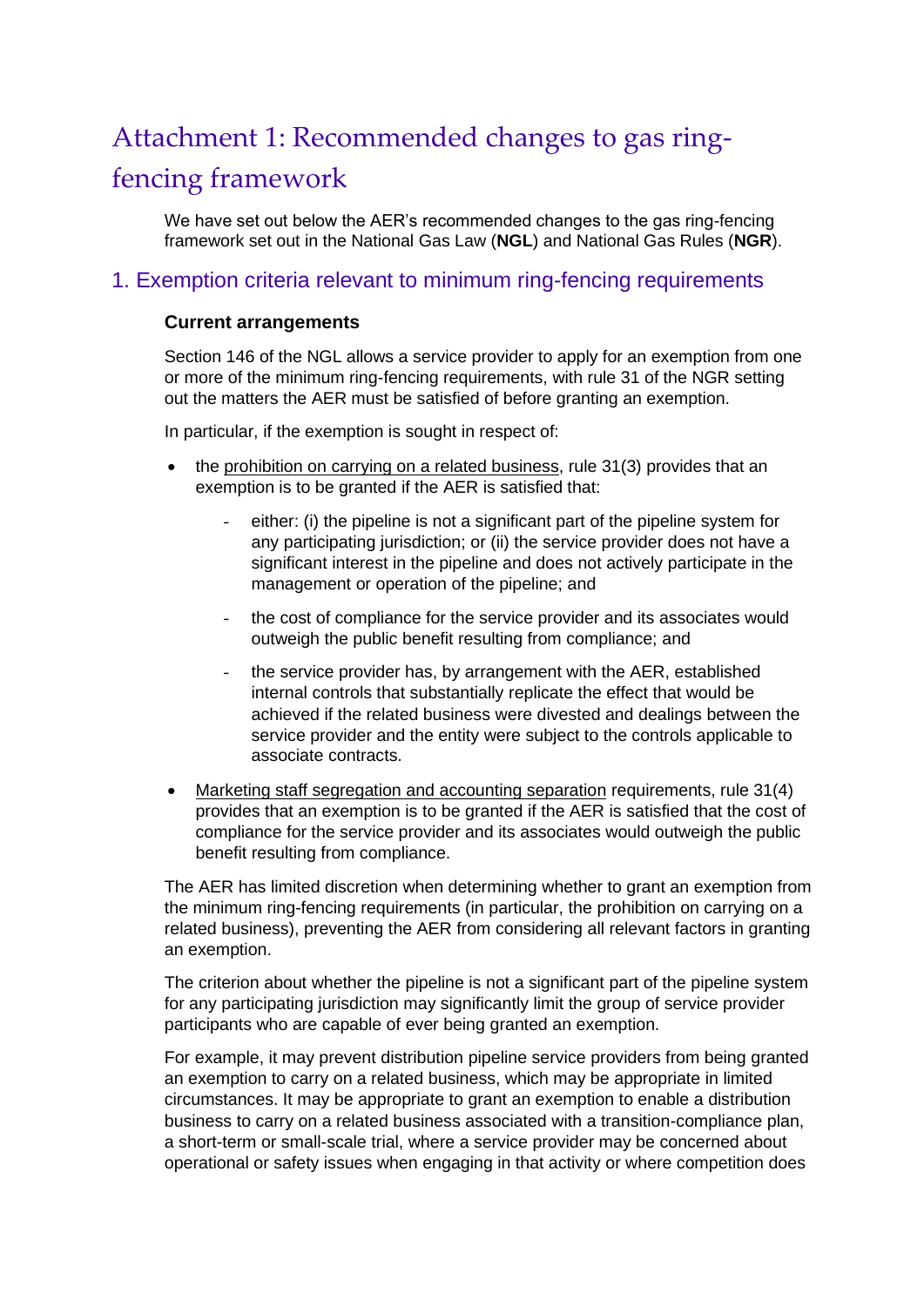# Attachment 1: Recommended changes to gas ring-fencing framework

We have set out below the AER's recommended changes to the gas ring-fencing framework set out in the National Gas Law (**NGL**) and National Gas Rules (**NGR**).

## 1. Exemption criteria relevant to minimum ring-fencing requirements

### Current arrangements

Section 146 of the NGL allows a service provider to apply for an exemption from one or more of the minimum ring-fencing requirements, with rule 31 of the NGR setting out the matters the AER must be satisfied of before granting an exemption.

In particular, if the exemption is sought in respect of:

- the prohibition on carrying on a related business, rule 31(3) provides that an exemption is to be granted if the AER is satisfied that:
  - either: (i) the pipeline is not a significant part of the pipeline system for any participating jurisdiction; or (ii) the service provider does not have a significant interest in the pipeline and does not actively participate in the management or operation of the pipeline; and
  - the cost of compliance for the service provider and its associates would outweigh the public benefit resulting from compliance; and
  - the service provider has, by arrangement with the AER, established internal controls that substantially replicate the effect that would be achieved if the related business were divested and dealings between the service provider and the entity were subject to the controls applicable to associate contracts.
- Marketing staff segregation and accounting separation requirements, rule 31(4) provides that an exemption is to be granted if the AER is satisfied that the cost of compliance for the service provider and its associates would outweigh the public benefit resulting from compliance.

The AER has limited discretion when determining whether to grant an exemption from the minimum ring-fencing requirements (in particular, the prohibition on carrying on a related business), preventing the AER from considering all relevant factors in granting an exemption.

The criterion about whether the pipeline is not a significant part of the pipeline system for any participating jurisdiction may significantly limit the group of service provider participants who are capable of ever being granted an exemption.

For example, it may prevent distribution pipeline service providers from being granted an exemption to carry on a related business, which may be appropriate in limited circumstances. It may be appropriate to grant an exemption to enable a distribution business to carry on a related business associated with a transition-compliance plan, a short-term or small-scale trial, where a service provider may be concerned about operational or safety issues when engaging in that activity or where competition does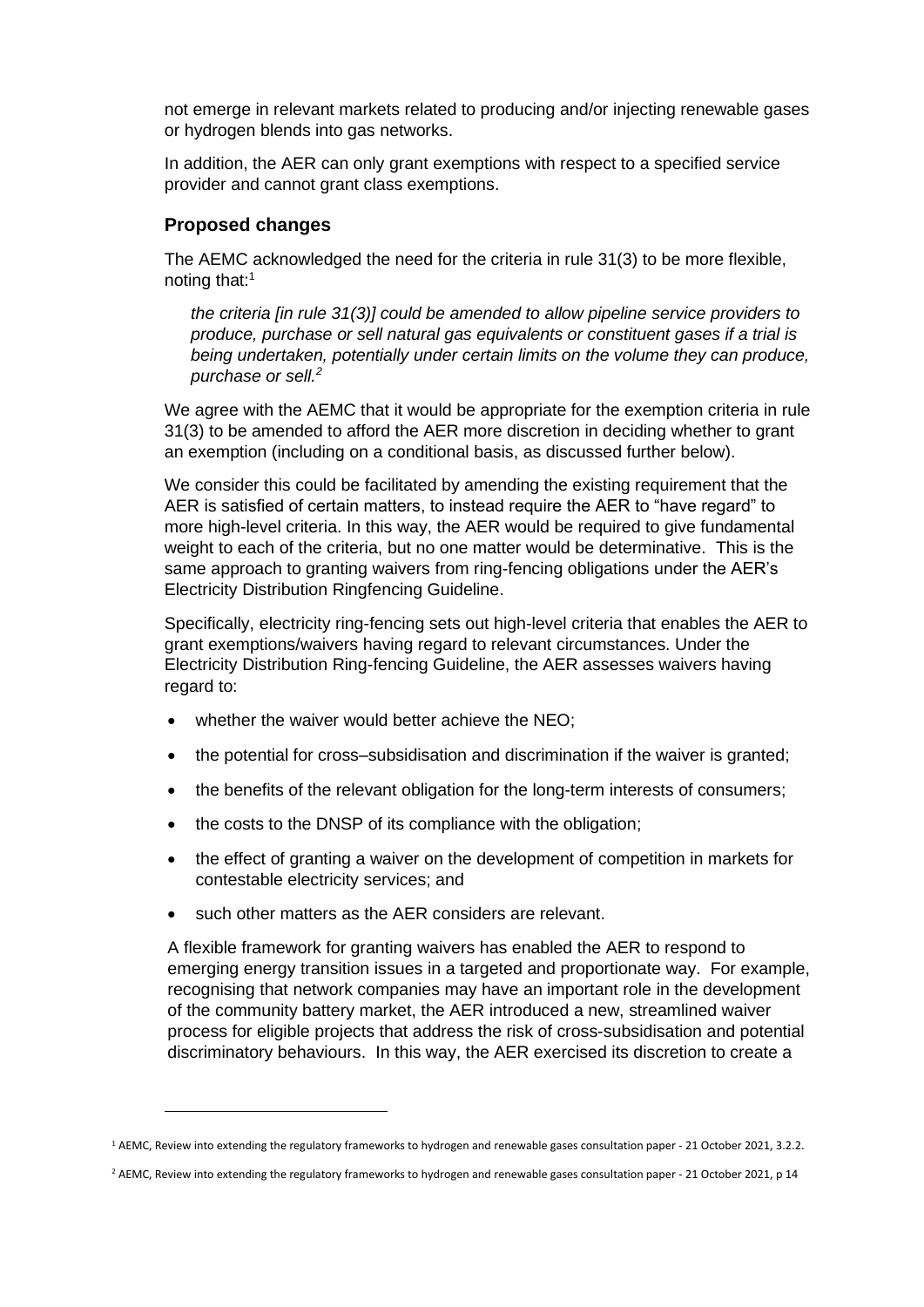not emerge in relevant markets related to producing and/or injecting renewable gases or hydrogen blends into gas networks.

In addition, the AER can only grant exemptions with respect to a specified service provider and cannot grant class exemptions.

### Proposed changes

The AEMC acknowledged the need for the criteria in rule 31(3) to be more flexible, noting that:[1]

> *the criteria [in rule 31(3)] could be amended to allow pipeline service providers to produce, purchase or sell natural gas equivalents or constituent gases if a trial is being undertaken, potentially under certain limits on the volume they can produce, purchase or sell.*[2]

We agree with the AEMC that it would be appropriate for the exemption criteria in rule 31(3) to be amended to afford the AER more discretion in deciding whether to grant an exemption (including on a conditional basis, as discussed further below).

We consider this could be facilitated by amending the existing requirement that the AER is satisfied of certain matters, to instead require the AER to "have regard" to more high-level criteria. In this way, the AER would be required to give fundamental weight to each of the criteria, but no one matter would be determinative. This is the same approach to granting waivers from ring-fencing obligations under the AER's Electricity Distribution Ringfencing Guideline.

Specifically, electricity ring-fencing sets out high-level criteria that enables the AER to grant exemptions/waivers having regard to relevant circumstances. Under the Electricity Distribution Ring-fencing Guideline, the AER assesses waivers having regard to:

- whether the waiver would better achieve the NEO;
- the potential for cross–subsidisation and discrimination if the waiver is granted;
- the benefits of the relevant obligation for the long-term interests of consumers;
- the costs to the DNSP of its compliance with the obligation;
- the effect of granting a waiver on the development of competition in markets for contestable electricity services; and
- such other matters as the AER considers are relevant.

A flexible framework for granting waivers has enabled the AER to respond to emerging energy transition issues in a targeted and proportionate way. For example, recognising that network companies may have an important role in the development of the community battery market, the AER introduced a new, streamlined waiver process for eligible projects that address the risk of cross-subsidisation and potential discriminatory behaviours. In this way, the AER exercised its discretion to create a

[1] AEMC, Review into extending the regulatory frameworks to hydrogen and renewable gases consultation paper - 21 October 2021, 3.2.2.

[2] AEMC, Review into extending the regulatory frameworks to hydrogen and renewable gases consultation paper - 21 October 2021, p 14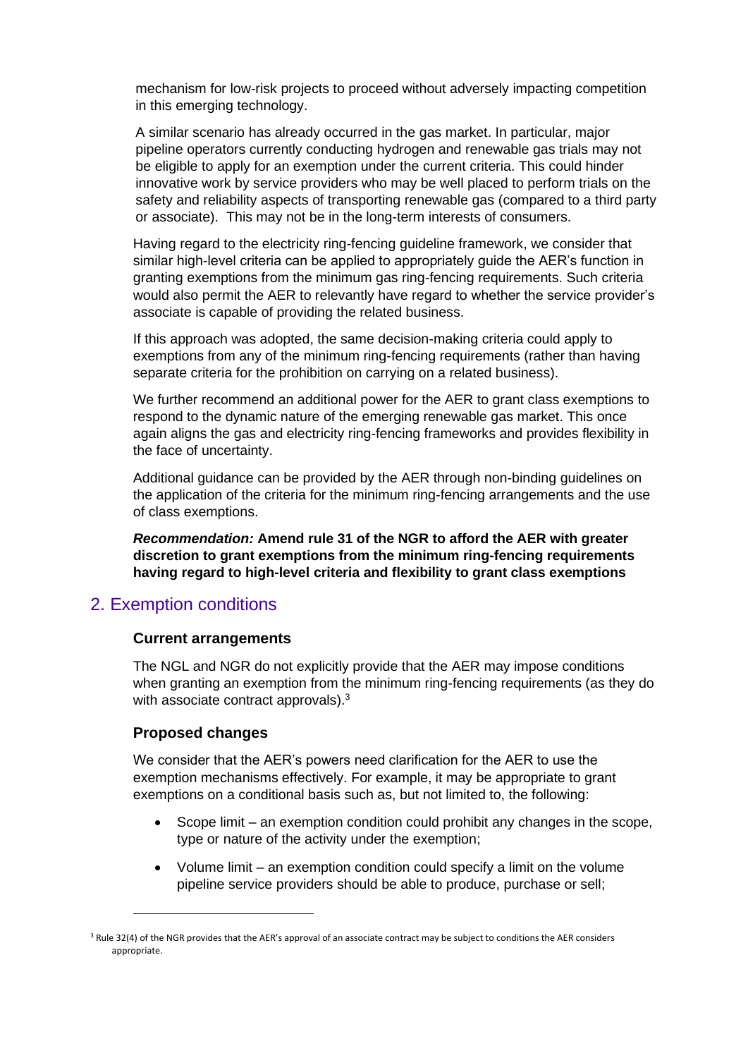mechanism for low-risk projects to proceed without adversely impacting competition in this emerging technology.

A similar scenario has already occurred in the gas market. In particular, major pipeline operators currently conducting hydrogen and renewable gas trials may not be eligible to apply for an exemption under the current criteria. This could hinder innovative work by service providers who may be well placed to perform trials on the safety and reliability aspects of transporting renewable gas (compared to a third party or associate). This may not be in the long-term interests of consumers.

Having regard to the electricity ring-fencing guideline framework, we consider that similar high-level criteria can be applied to appropriately guide the AER's function in granting exemptions from the minimum gas ring-fencing requirements. Such criteria would also permit the AER to relevantly have regard to whether the service provider's associate is capable of providing the related business.

If this approach was adopted, the same decision-making criteria could apply to exemptions from any of the minimum ring-fencing requirements (rather than having separate criteria for the prohibition on carrying on a related business).

We further recommend an additional power for the AER to grant class exemptions to respond to the dynamic nature of the emerging renewable gas market. This once again aligns the gas and electricity ring-fencing frameworks and provides flexibility in the face of uncertainty.

Additional guidance can be provided by the AER through non-binding guidelines on the application of the criteria for the minimum ring-fencing arrangements and the use of class exemptions.

***Recommendation:*** **Amend rule 31 of the NGR to afford the AER with greater discretion to grant exemptions from the minimum ring-fencing requirements having regard to high-level criteria and flexibility to grant class exemptions**

## 2. Exemption conditions

### Current arrangements

The NGL and NGR do not explicitly provide that the AER may impose conditions when granting an exemption from the minimum ring-fencing requirements (as they do with associate contract approvals).[3]

### Proposed changes

We consider that the AER's powers need clarification for the AER to use the exemption mechanisms effectively. For example, it may be appropriate to grant exemptions on a conditional basis such as, but not limited to, the following:

- Scope limit – an exemption condition could prohibit any changes in the scope, type or nature of the activity under the exemption;
- Volume limit – an exemption condition could specify a limit on the volume pipeline service providers should be able to produce, purchase or sell;

[3] Rule 32(4) of the NGR provides that the AER's approval of an associate contract may be subject to conditions the AER considers appropriate.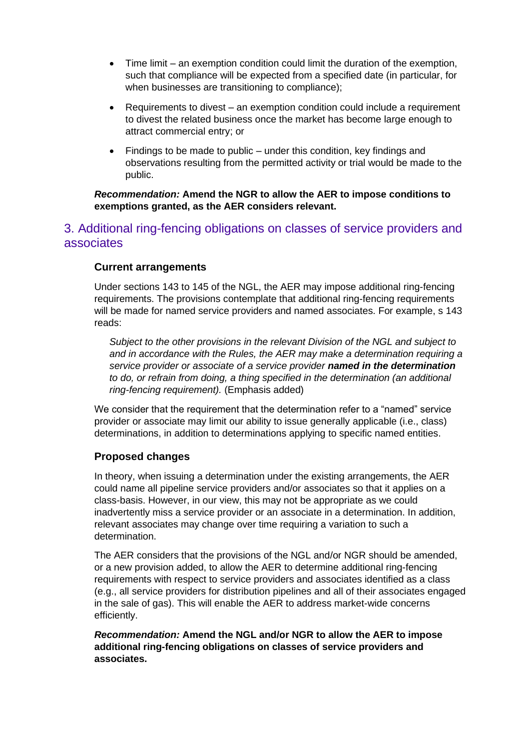- Time limit – an exemption condition could limit the duration of the exemption, such that compliance will be expected from a specified date (in particular, for when businesses are transitioning to compliance);
- Requirements to divest – an exemption condition could include a requirement to divest the related business once the market has become large enough to attract commercial entry; or
- Findings to be made to public – under this condition, key findings and observations resulting from the permitted activity or trial would be made to the public.

***Recommendation:*** **Amend the NGR to allow the AER to impose conditions to exemptions granted, as the AER considers relevant.**

## 3. Additional ring-fencing obligations on classes of service providers and associates

### Current arrangements

Under sections 143 to 145 of the NGL, the AER may impose additional ring-fencing requirements. The provisions contemplate that additional ring-fencing requirements will be made for named service providers and named associates. For example, s 143 reads:

> *Subject to the other provisions in the relevant Division of the NGL and subject to and in accordance with the Rules, the AER may make a determination requiring a service provider or associate of a service provider* ***named in the determination*** *to do, or refrain from doing, a thing specified in the determination (an additional ring-fencing requirement).* (Emphasis added)

We consider that the requirement that the determination refer to a "named" service provider or associate may limit our ability to issue generally applicable (i.e., class) determinations, in addition to determinations applying to specific named entities.

### Proposed changes

In theory, when issuing a determination under the existing arrangements, the AER could name all pipeline service providers and/or associates so that it applies on a class-basis. However, in our view, this may not be appropriate as we could inadvertently miss a service provider or an associate in a determination. In addition, relevant associates may change over time requiring a variation to such a determination.

The AER considers that the provisions of the NGL and/or NGR should be amended, or a new provision added, to allow the AER to determine additional ring-fencing requirements with respect to service providers and associates identified as a class (e.g., all service providers for distribution pipelines and all of their associates engaged in the sale of gas). This will enable the AER to address market-wide concerns efficiently.

***Recommendation:*** **Amend the NGL and/or NGR to allow the AER to impose additional ring-fencing obligations on classes of service providers and associates.**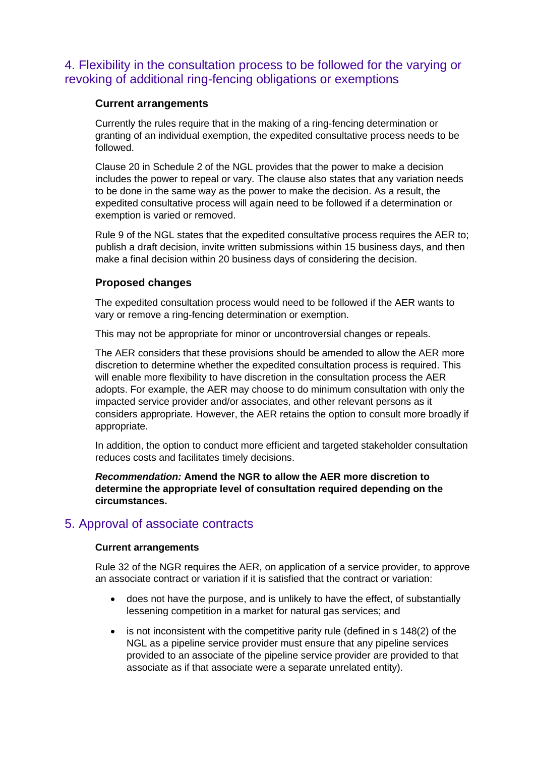## 4. Flexibility in the consultation process to be followed for the varying or revoking of additional ring-fencing obligations or exemptions

### Current arrangements

Currently the rules require that in the making of a ring-fencing determination or granting of an individual exemption, the expedited consultative process needs to be followed.

Clause 20 in Schedule 2 of the NGL provides that the power to make a decision includes the power to repeal or vary. The clause also states that any variation needs to be done in the same way as the power to make the decision. As a result, the expedited consultative process will again need to be followed if a determination or exemption is varied or removed.

Rule 9 of the NGL states that the expedited consultative process requires the AER to; publish a draft decision, invite written submissions within 15 business days, and then make a final decision within 20 business days of considering the decision.

### Proposed changes

The expedited consultation process would need to be followed if the AER wants to vary or remove a ring-fencing determination or exemption.

This may not be appropriate for minor or uncontroversial changes or repeals.

The AER considers that these provisions should be amended to allow the AER more discretion to determine whether the expedited consultation process is required. This will enable more flexibility to have discretion in the consultation process the AER adopts. For example, the AER may choose to do minimum consultation with only the impacted service provider and/or associates, and other relevant persons as it considers appropriate. However, the AER retains the option to consult more broadly if appropriate.

In addition, the option to conduct more efficient and targeted stakeholder consultation reduces costs and facilitates timely decisions.

***Recommendation:*** **Amend the NGR to allow the AER more discretion to determine the appropriate level of consultation required depending on the circumstances.**

## 5. Approval of associate contracts

### Current arrangements

Rule 32 of the NGR requires the AER, on application of a service provider, to approve an associate contract or variation if it is satisfied that the contract or variation:

- does not have the purpose, and is unlikely to have the effect, of substantially lessening competition in a market for natural gas services; and
- is not inconsistent with the competitive parity rule (defined in s 148(2) of the NGL as a pipeline service provider must ensure that any pipeline services provided to an associate of the pipeline service provider are provided to that associate as if that associate were a separate unrelated entity).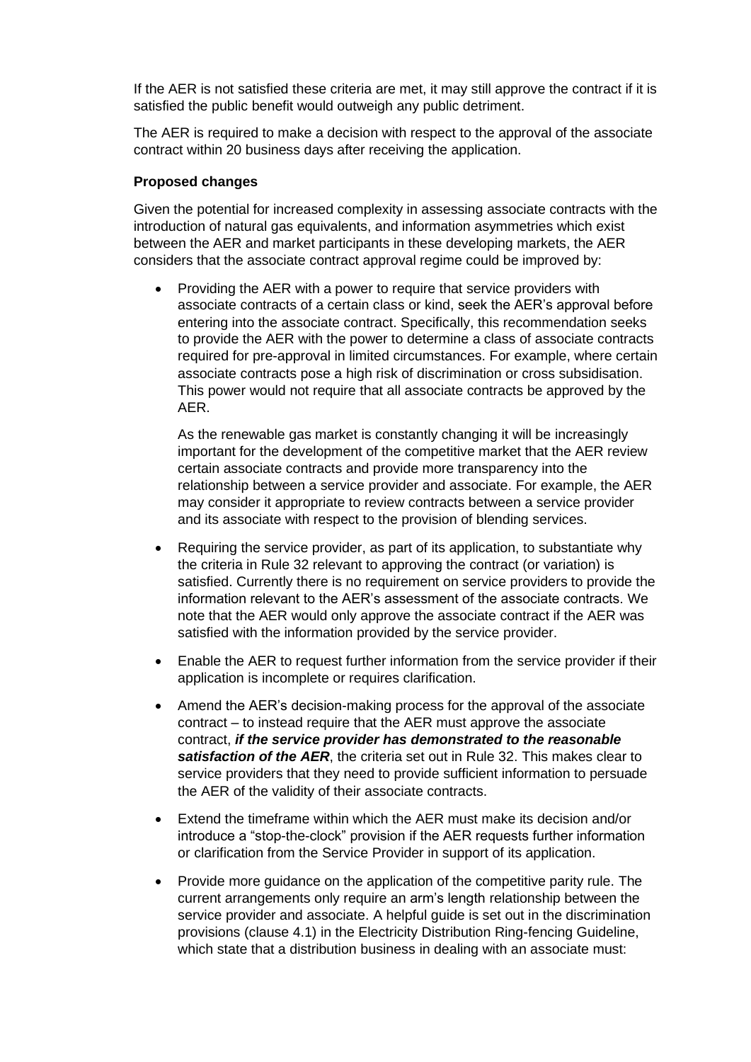If the AER is not satisfied these criteria are met, it may still approve the contract if it is satisfied the public benefit would outweigh any public detriment.

The AER is required to make a decision with respect to the approval of the associate contract within 20 business days after receiving the application.

**Proposed changes**

Given the potential for increased complexity in assessing associate contracts with the introduction of natural gas equivalents, and information asymmetries which exist between the AER and market participants in these developing markets, the AER considers that the associate contract approval regime could be improved by:

- Providing the AER with a power to require that service providers with associate contracts of a certain class or kind, seek the AER's approval before entering into the associate contract. Specifically, this recommendation seeks to provide the AER with the power to determine a class of associate contracts required for pre-approval in limited circumstances. For example, where certain associate contracts pose a high risk of discrimination or cross subsidisation. This power would not require that all associate contracts be approved by the AER.

  As the renewable gas market is constantly changing it will be increasingly important for the development of the competitive market that the AER review certain associate contracts and provide more transparency into the relationship between a service provider and associate. For example, the AER may consider it appropriate to review contracts between a service provider and its associate with respect to the provision of blending services.

- Requiring the service provider, as part of its application, to substantiate why the criteria in Rule 32 relevant to approving the contract (or variation) is satisfied. Currently there is no requirement on service providers to provide the information relevant to the AER's assessment of the associate contracts. We note that the AER would only approve the associate contract if the AER was satisfied with the information provided by the service provider.

- Enable the AER to request further information from the service provider if their application is incomplete or requires clarification.

- Amend the AER's decision-making process for the approval of the associate contract – to instead require that the AER must approve the associate contract, ***if the service provider has demonstrated to the reasonable satisfaction of the AER***, the criteria set out in Rule 32. This makes clear to service providers that they need to provide sufficient information to persuade the AER of the validity of their associate contracts.

- Extend the timeframe within which the AER must make its decision and/or introduce a "stop-the-clock" provision if the AER requests further information or clarification from the Service Provider in support of its application.

- Provide more guidance on the application of the competitive parity rule. The current arrangements only require an arm's length relationship between the service provider and associate. A helpful guide is set out in the discrimination provisions (clause 4.1) in the Electricity Distribution Ring-fencing Guideline, which state that a distribution business in dealing with an associate must: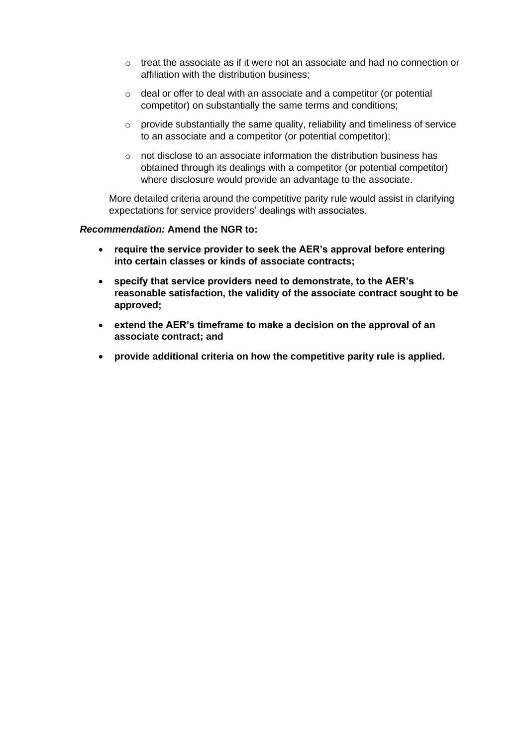- treat the associate as if it were not an associate and had no connection or affiliation with the distribution business;
  - deal or offer to deal with an associate and a competitor (or potential competitor) on substantially the same terms and conditions;
  - provide substantially the same quality, reliability and timeliness of service to an associate and a competitor (or potential competitor);
  - not disclose to an associate information the distribution business has obtained through its dealings with a competitor (or potential competitor) where disclosure would provide an advantage to the associate.

  More detailed criteria around the competitive parity rule would assist in clarifying expectations for service providers' dealings with associates.

***Recommendation:* Amend the NGR to:**

- **require the service provider to seek the AER's approval before entering into certain classes or kinds of associate contracts;**
- **specify that service providers need to demonstrate, to the AER's reasonable satisfaction, the validity of the associate contract sought to be approved;**
- **extend the AER's timeframe to make a decision on the approval of an associate contract; and**
- **provide additional criteria on how the competitive parity rule is applied.**